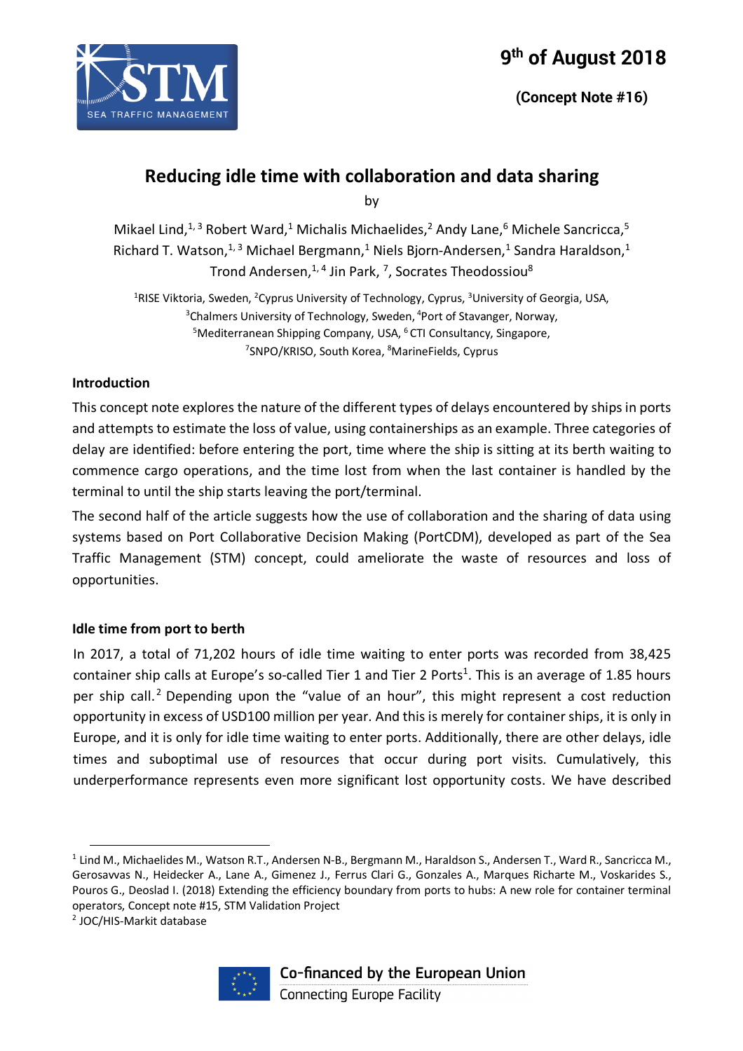9th of August 2018

(Concept Note #16)

# Reducing idle time with collaboration and data sharing

by

Mikael Lind,[1,3] Robert Ward,[1] Michalis Michaelides,[2] Andy Lane,[6] Michele Sancricca,[5] Richard T. Watson,[1,3] Michael Bergmann,[1] Niels Bjorn-Andersen,[1] Sandra Haraldson,[1] Trond Andersen,[1,4] Jin Park, [7], Socrates Theodossiou[8]

[1]RISE Viktoria, Sweden, [2]Cyprus University of Technology, Cyprus, [3]University of Georgia, USA, [3]Chalmers University of Technology, Sweden, [4]Port of Stavanger, Norway, [5]Mediterranean Shipping Company, USA, [6] CTI Consultancy, Singapore, [7]SNPO/KRISO, South Korea, [8]MarineFields, Cyprus

## Introduction

This concept note explores the nature of the different types of delays encountered by ships in ports and attempts to estimate the loss of value, using containerships as an example. Three categories of delay are identified: before entering the port, time where the ship is sitting at its berth waiting to commence cargo operations, and the time lost from when the last container is handled by the terminal to until the ship starts leaving the port/terminal.

The second half of the article suggests how the use of collaboration and the sharing of data using systems based on Port Collaborative Decision Making (PortCDM), developed as part of the Sea Traffic Management (STM) concept, could ameliorate the waste of resources and loss of opportunities.

## Idle time from port to berth

In 2017, a total of 71,202 hours of idle time waiting to enter ports was recorded from 38,425 container ship calls at Europe's so-called Tier 1 and Tier 2 Ports[1]. This is an average of 1.85 hours per ship call.[2] Depending upon the "value of an hour", this might represent a cost reduction opportunity in excess of USD100 million per year. And this is merely for container ships, it is only in Europe, and it is only for idle time waiting to enter ports. Additionally, there are other delays, idle times and suboptimal use of resources that occur during port visits. Cumulatively, this underperformance represents even more significant lost opportunity costs. We have described

---

[1] Lind M., Michaelides M., Watson R.T., Andersen N-B., Bergmann M., Haraldson S., Andersen T., Ward R., Sancricca M., Gerosavvas N., Heidecker A., Lane A., Gimenez J., Ferrus Clari G., Gonzales A., Marques Richarte M., Voskarides S., Pouros G., Deoslad I. (2018) Extending the efficiency boundary from ports to hubs: A new role for container terminal operators, Concept note #15, STM Validation Project

[2] JOC/HIS-Markit database

Co-financed by the European Union
Connecting Europe Facility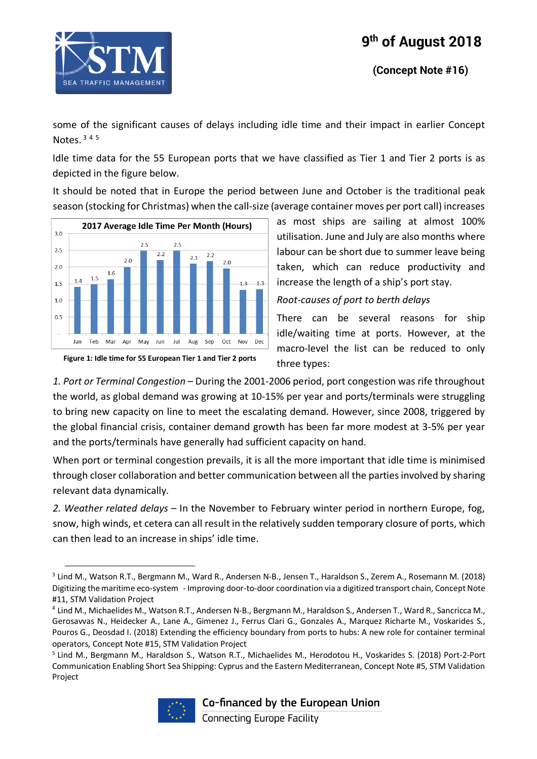some of the significant causes of delays including idle time and their impact in earlier Concept Notes.[3] [4] [5]

Idle time data for the 55 European ports that we have classified as Tier 1 and Tier 2 ports is as depicted in the figure below.

It should be noted that in Europe the period between June and October is the traditional peak season (stocking for Christmas) when the call-size (average container moves per port call) increases as most ships are sailing at almost 100% utilisation. June and July are also months where labour can be short due to summer leave being taken, which can reduce productivity and increase the length of a ship's port stay.

**2017 Average Idle Time Per Month (Hours)**

| Jan | Feb | Mar | Apr | May | Jun | Jul | Aug | Sep | Oct | Nov | Dec |
|---|---|---|---|---|---|---|---|---|---|---|---|
| 1.4 | 1.5 | 1.6 | 2.0 | 2.5 | 2.2 | 2.5 | 2.1 | 2.2 | 2.0 | 1.3 | 1.3 |

**Figure 1: Idle time for 55 European Tier 1 and Tier 2 ports**

*Root-causes of port to berth delays*

There can be several reasons for ship idle/waiting time at ports. However, at the macro-level the list can be reduced to only three types:

*1. Port or Terminal Congestion* – During the 2001-2006 period, port congestion was rife throughout the world, as global demand was growing at 10-15% per year and ports/terminals were struggling to bring new capacity on line to meet the escalating demand. However, since 2008, triggered by the global financial crisis, container demand growth has been far more modest at 3-5% per year and the ports/terminals have generally had sufficient capacity on hand.

When port or terminal congestion prevails, it is all the more important that idle time is minimised through closer collaboration and better communication between all the parties involved by sharing relevant data dynamically.

*2. Weather related delays* – In the November to February winter period in northern Europe, fog, snow, high winds, et cetera can all result in the relatively sudden temporary closure of ports, which can then lead to an increase in ships' idle time.

---

[3] Lind M., Watson R.T., Bergmann M., Ward R., Andersen N-B., Jensen T., Haraldson S., Zerem A., Rosemann M. (2018) Digitizing the maritime eco-system - Improving door-to-door coordination via a digitized transport chain, Concept Note #11, STM Validation Project

[4] Lind M., Michaelides M., Watson R.T., Andersen N-B., Bergmann M., Haraldson S., Andersen T., Ward R., Sancricca M., Gerosavvas N., Heidecker A., Lane A., Gimenez J., Ferrus Clari G., Gonzales A., Marquez Richarte M., Voskarides S., Pouros G., Deosdad I. (2018) Extending the efficiency boundary from ports to hubs: A new role for container terminal operators, Concept Note #15, STM Validation Project

[5] Lind M., Bergmann M., Haraldson S., Watson R.T., Michaelides M., Herodotou H., Voskarides S. (2018) Port-2-Port Communication Enabling Short Sea Shipping: Cyprus and the Eastern Mediterranean, Concept Note #5, STM Validation Project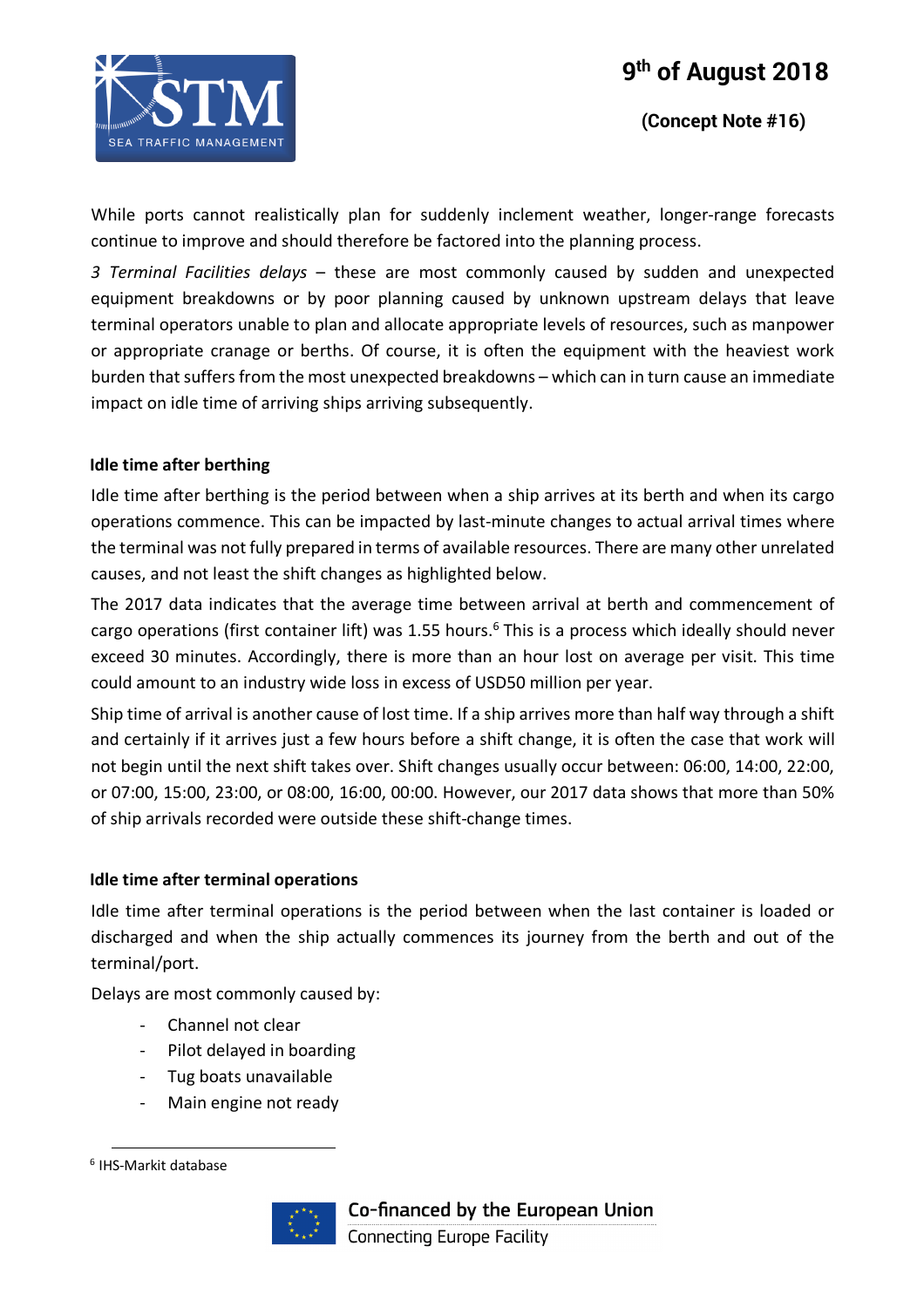While ports cannot realistically plan for suddenly inclement weather, longer-range forecasts continue to improve and should therefore be factored into the planning process.

*3 Terminal Facilities delays* – these are most commonly caused by sudden and unexpected equipment breakdowns or by poor planning caused by unknown upstream delays that leave terminal operators unable to plan and allocate appropriate levels of resources, such as manpower or appropriate cranage or berths. Of course, it is often the equipment with the heaviest work burden that suffers from the most unexpected breakdowns – which can in turn cause an immediate impact on idle time of arriving ships arriving subsequently.

**Idle time after berthing**

Idle time after berthing is the period between when a ship arrives at its berth and when its cargo operations commence. This can be impacted by last-minute changes to actual arrival times where the terminal was not fully prepared in terms of available resources. There are many other unrelated causes, and not least the shift changes as highlighted below.

The 2017 data indicates that the average time between arrival at berth and commencement of cargo operations (first container lift) was 1.55 hours.[6] This is a process which ideally should never exceed 30 minutes. Accordingly, there is more than an hour lost on average per visit. This time could amount to an industry wide loss in excess of USD50 million per year.

Ship time of arrival is another cause of lost time. If a ship arrives more than half way through a shift and certainly if it arrives just a few hours before a shift change, it is often the case that work will not begin until the next shift takes over. Shift changes usually occur between: 06:00, 14:00, 22:00, or 07:00, 15:00, 23:00, or 08:00, 16:00, 00:00. However, our 2017 data shows that more than 50% of ship arrivals recorded were outside these shift-change times.

**Idle time after terminal operations**

Idle time after terminal operations is the period between when the last container is loaded or discharged and when the ship actually commences its journey from the berth and out of the terminal/port.

Delays are most commonly caused by:

- Channel not clear
- Pilot delayed in boarding
- Tug boats unavailable
- Main engine not ready

[6] IHS-Markit database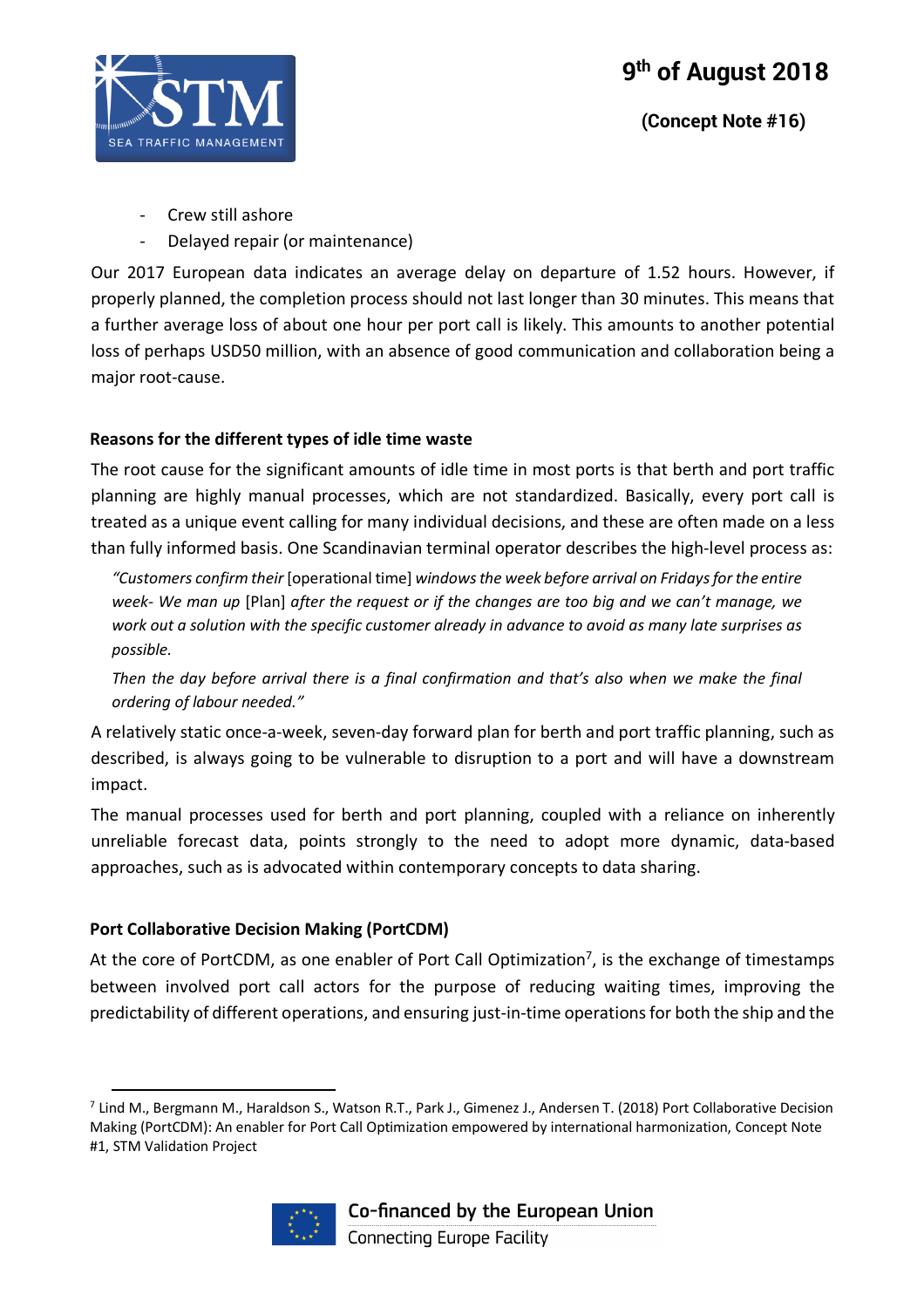- Crew still ashore
- Delayed repair (or maintenance)

Our 2017 European data indicates an average delay on departure of 1.52 hours. However, if properly planned, the completion process should not last longer than 30 minutes. This means that a further average loss of about one hour per port call is likely. This amounts to another potential loss of perhaps USD50 million, with an absence of good communication and collaboration being a major root-cause.

### Reasons for the different types of idle time waste

The root cause for the significant amounts of idle time in most ports is that berth and port traffic planning are highly manual processes, which are not standardized. Basically, every port call is treated as a unique event calling for many individual decisions, and these are often made on a less than fully informed basis. One Scandinavian terminal operator describes the high-level process as:

> *"Customers confirm their* [operational time] *windows the week before arrival on Fridays for the entire week- We man up* [Plan] *after the request or if the changes are too big and we can't manage, we work out a solution with the specific customer already in advance to avoid as many late surprises as possible.*
>
> *Then the day before arrival there is a final confirmation and that's also when we make the final ordering of labour needed."*

A relatively static once-a-week, seven-day forward plan for berth and port traffic planning, such as described, is always going to be vulnerable to disruption to a port and will have a downstream impact.

The manual processes used for berth and port planning, coupled with a reliance on inherently unreliable forecast data, points strongly to the need to adopt more dynamic, data-based approaches, such as is advocated within contemporary concepts to data sharing.

### Port Collaborative Decision Making (PortCDM)

At the core of PortCDM, as one enabler of Port Call Optimization[7], is the exchange of timestamps between involved port call actors for the purpose of reducing waiting times, improving the predictability of different operations, and ensuring just-in-time operations for both the ship and the

---

[7] Lind M., Bergmann M., Haraldson S., Watson R.T., Park J., Gimenez J., Andersen T. (2018) Port Collaborative Decision Making (PortCDM): An enabler for Port Call Optimization empowered by international harmonization, Concept Note #1, STM Validation Project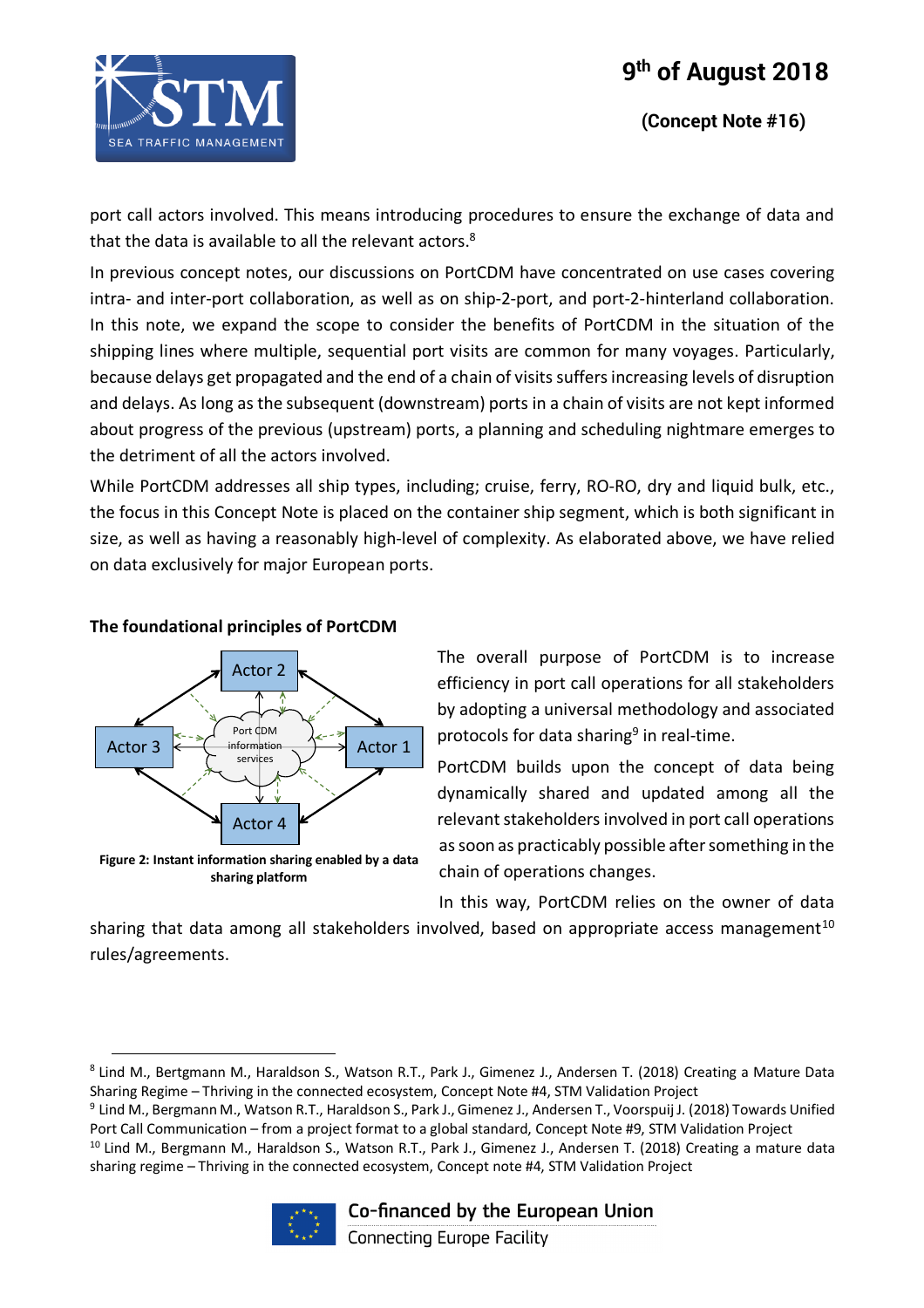port call actors involved. This means introducing procedures to ensure the exchange of data and that the data is available to all the relevant actors.[8]

In previous concept notes, our discussions on PortCDM have concentrated on use cases covering intra- and inter-port collaboration, as well as on ship-2-port, and port-2-hinterland collaboration. In this note, we expand the scope to consider the benefits of PortCDM in the situation of the shipping lines where multiple, sequential port visits are common for many voyages. Particularly, because delays get propagated and the end of a chain of visits suffers increasing levels of disruption and delays. As long as the subsequent (downstream) ports in a chain of visits are not kept informed about progress of the previous (upstream) ports, a planning and scheduling nightmare emerges to the detriment of all the actors involved.

While PortCDM addresses all ship types, including; cruise, ferry, RO-RO, dry and liquid bulk, etc., the focus in this Concept Note is placed on the container ship segment, which is both significant in size, as well as having a reasonably high-level of complexity. As elaborated above, we have relied on data exclusively for major European ports.

**The foundational principles of PortCDM**

Actor 2
Actor 3
Port CDM information services
Actor 1
Actor 4

**Figure 2: Instant information sharing enabled by a data sharing platform**

The overall purpose of PortCDM is to increase efficiency in port call operations for all stakeholders by adopting a universal methodology and associated protocols for data sharing[9] in real-time.

PortCDM builds upon the concept of data being dynamically shared and updated among all the relevant stakeholders involved in port call operations as soon as practicably possible after something in the chain of operations changes.

In this way, PortCDM relies on the owner of data sharing that data among all stakeholders involved, based on appropriate access management[10] rules/agreements.

---

[8] Lind M., Bertgmann M., Haraldson S., Watson R.T., Park J., Gimenez J., Andersen T. (2018) Creating a Mature Data Sharing Regime – Thriving in the connected ecosystem, Concept Note #4, STM Validation Project

[9] Lind M., Bergmann M., Watson R.T., Haraldson S., Park J., Gimenez J., Andersen T., Voorspuij J. (2018) Towards Unified Port Call Communication – from a project format to a global standard, Concept Note #9, STM Validation Project

[10] Lind M., Bergmann M., Haraldson S., Watson R.T., Park J., Gimenez J., Andersen T. (2018) Creating a mature data sharing regime – Thriving in the connected ecosystem, Concept note #4, STM Validation Project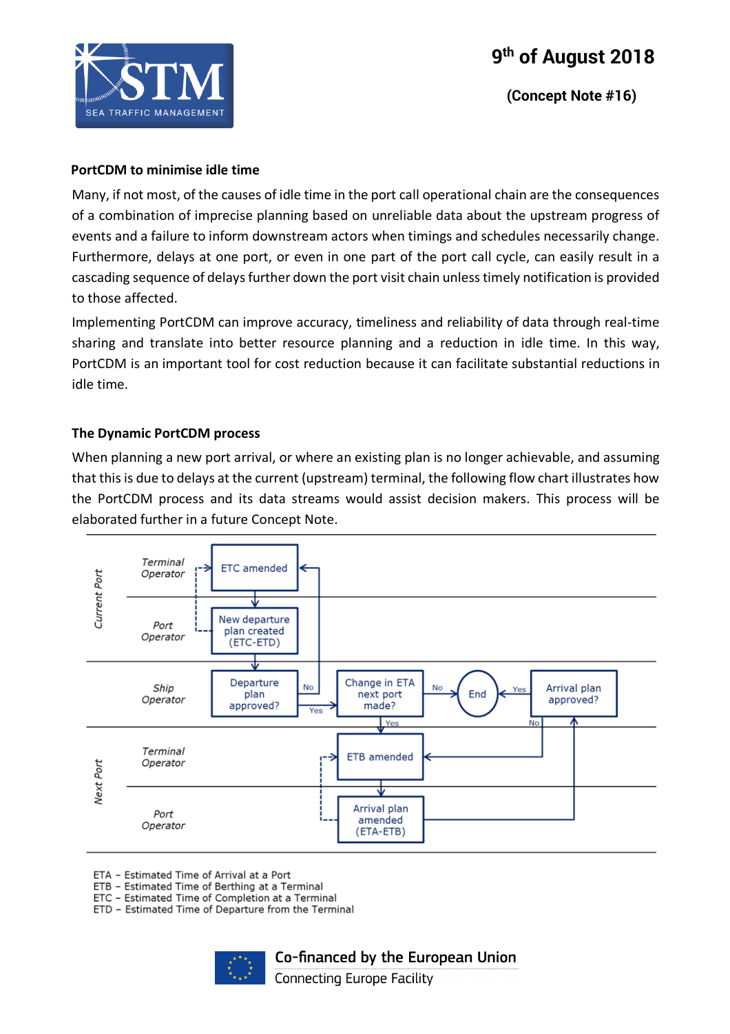### PortCDM to minimise idle time

Many, if not most, of the causes of idle time in the port call operational chain are the consequences of a combination of imprecise planning based on unreliable data about the upstream progress of events and a failure to inform downstream actors when timings and schedules necessarily change. Furthermore, delays at one port, or even in one part of the port call cycle, can easily result in a cascading sequence of delays further down the port visit chain unless timely notification is provided to those affected.

Implementing PortCDM can improve accuracy, timeliness and reliability of data through real-time sharing and translate into better resource planning and a reduction in idle time. In this way, PortCDM is an important tool for cost reduction because it can facilitate substantial reductions in idle time.

### The Dynamic PortCDM process

When planning a new port arrival, or where an existing plan is no longer achievable, and assuming that this is due to delays at the current (upstream) terminal, the following flow chart illustrates how the PortCDM process and its data streams would assist decision makers. This process will be elaborated further in a future Concept Note.

ETA – Estimated Time of Arrival at a Port
ETB – Estimated Time of Berthing at a Terminal
ETC – Estimated Time of Completion at a Terminal
ETD – Estimated Time of Departure from the Terminal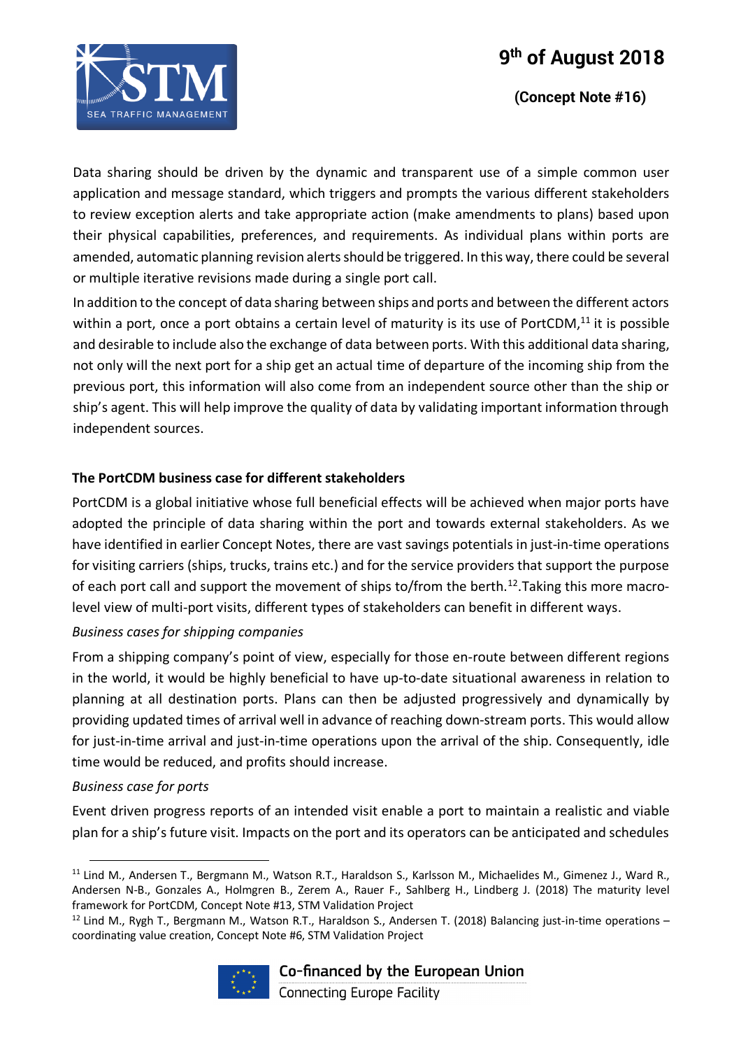Data sharing should be driven by the dynamic and transparent use of a simple common user application and message standard, which triggers and prompts the various different stakeholders to review exception alerts and take appropriate action (make amendments to plans) based upon their physical capabilities, preferences, and requirements. As individual plans within ports are amended, automatic planning revision alerts should be triggered. In this way, there could be several or multiple iterative revisions made during a single port call.

In addition to the concept of data sharing between ships and ports and between the different actors within a port, once a port obtains a certain level of maturity is its use of PortCDM,[11] it is possible and desirable to include also the exchange of data between ports. With this additional data sharing, not only will the next port for a ship get an actual time of departure of the incoming ship from the previous port, this information will also come from an independent source other than the ship or ship's agent. This will help improve the quality of data by validating important information through independent sources.

### The PortCDM business case for different stakeholders

PortCDM is a global initiative whose full beneficial effects will be achieved when major ports have adopted the principle of data sharing within the port and towards external stakeholders. As we have identified in earlier Concept Notes, there are vast savings potentials in just-in-time operations for visiting carriers (ships, trucks, trains etc.) and for the service providers that support the purpose of each port call and support the movement of ships to/from the berth.[12]. Taking this more macro-level view of multi-port visits, different types of stakeholders can benefit in different ways.

*Business cases for shipping companies*

From a shipping company's point of view, especially for those en-route between different regions in the world, it would be highly beneficial to have up-to-date situational awareness in relation to planning at all destination ports. Plans can then be adjusted progressively and dynamically by providing updated times of arrival well in advance of reaching down-stream ports. This would allow for just-in-time arrival and just-in-time operations upon the arrival of the ship. Consequently, idle time would be reduced, and profits should increase.

*Business case for ports*

Event driven progress reports of an intended visit enable a port to maintain a realistic and viable plan for a ship's future visit. Impacts on the port and its operators can be anticipated and schedules

---

[11] Lind M., Andersen T., Bergmann M., Watson R.T., Haraldson S., Karlsson M., Michaelides M., Gimenez J., Ward R., Andersen N-B., Gonzales A., Holmgren B., Zerem A., Rauer F., Sahlberg H., Lindberg J. (2018) The maturity level framework for PortCDM, Concept Note #13, STM Validation Project

[12] Lind M., Rygh T., Bergmann M., Watson R.T., Haraldson S., Andersen T. (2018) Balancing just-in-time operations – coordinating value creation, Concept Note #6, STM Validation Project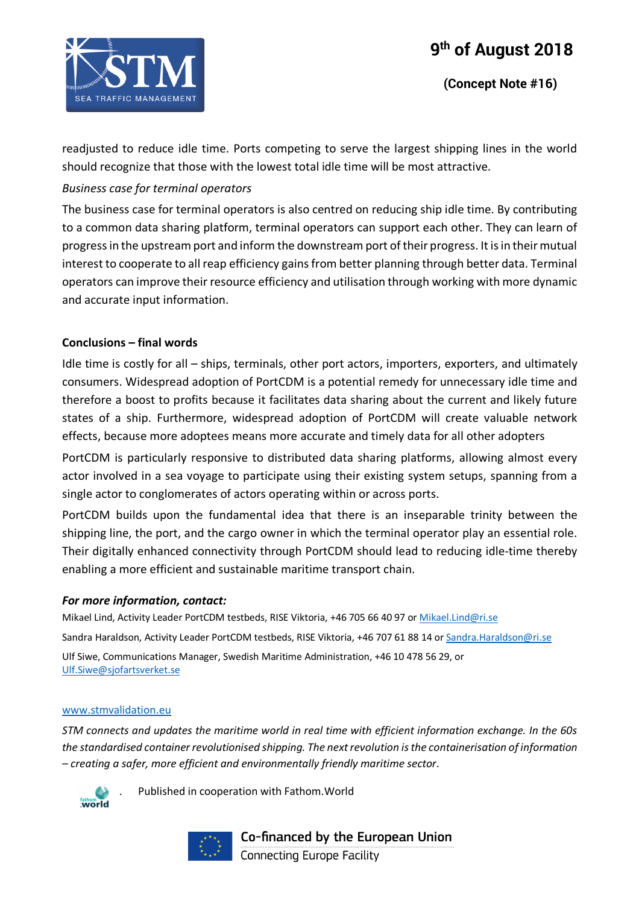readjusted to reduce idle time. Ports competing to serve the largest shipping lines in the world should recognize that those with the lowest total idle time will be most attractive.

*Business case for terminal operators*

The business case for terminal operators is also centred on reducing ship idle time. By contributing to a common data sharing platform, terminal operators can support each other. They can learn of progress in the upstream port and inform the downstream port of their progress. It is in their mutual interest to cooperate to all reap efficiency gains from better planning through better data. Terminal operators can improve their resource efficiency and utilisation through working with more dynamic and accurate input information.

**Conclusions – final words**

Idle time is costly for all – ships, terminals, other port actors, importers, exporters, and ultimately consumers. Widespread adoption of PortCDM is a potential remedy for unnecessary idle time and therefore a boost to profits because it facilitates data sharing about the current and likely future states of a ship. Furthermore, widespread adoption of PortCDM will create valuable network effects, because more adoptees means more accurate and timely data for all other adopters

PortCDM is particularly responsive to distributed data sharing platforms, allowing almost every actor involved in a sea voyage to participate using their existing system setups, spanning from a single actor to conglomerates of actors operating within or across ports.

PortCDM builds upon the fundamental idea that there is an inseparable trinity between the shipping line, the port, and the cargo owner in which the terminal operator play an essential role. Their digitally enhanced connectivity through PortCDM should lead to reducing idle-time thereby enabling a more efficient and sustainable maritime transport chain.

***For more information, contact:***

Mikael Lind, Activity Leader PortCDM testbeds, RISE Viktoria, +46 705 66 40 97 or Mikael.Lind@ri.se

Sandra Haraldson, Activity Leader PortCDM testbeds, RISE Viktoria, +46 707 61 88 14 or Sandra.Haraldson@ri.se

Ulf Siwe, Communications Manager, Swedish Maritime Administration, +46 10 478 56 29, or Ulf.Siwe@sjofartsverket.se

www.stmvalidation.eu

*STM connects and updates the maritime world in real time with efficient information exchange. In the 60s the standardised container revolutionised shipping. The next revolution is the containerisation of information – creating a safer, more efficient and environmentally friendly maritime sector*.

Published in cooperation with Fathom.World

Co-financed by the European Union
Connecting Europe Facility